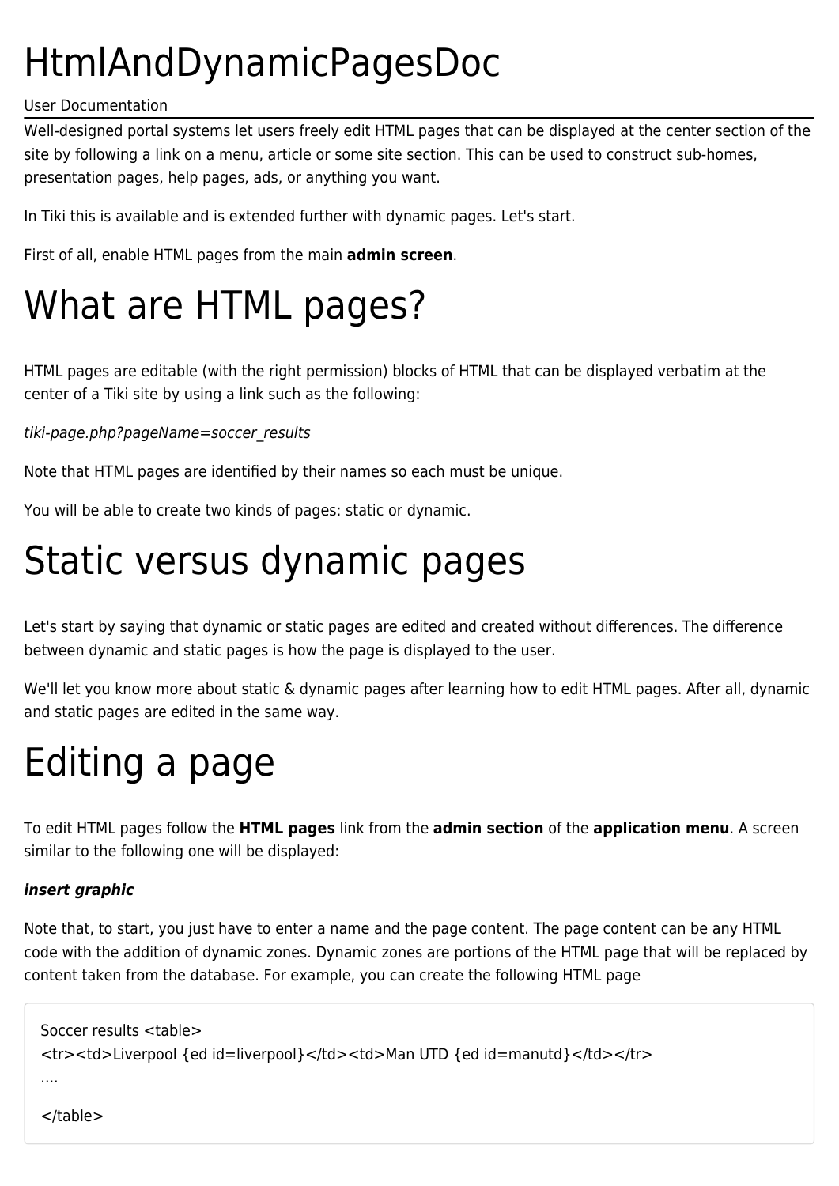# HtmlAndDynamicPagesDoc

User Documentation

Well-designed portal systems let users freely edit HTML pages that can be displayed at the center section of the site by following a link on a menu, article or some site section. This can be used to construct sub-homes, presentation pages, help pages, ads, or anything you want.

In Tiki this is available and is extended further with dynamic pages. Let's start.

First of all, enable HTML pages from the main **admin screen**.

# What are HTML pages?

HTML pages are editable (with the right permission) blocks of HTML that can be displayed verbatim at the center of a Tiki site by using a link such as the following:

*tiki-page.php?pageName=soccer_results*

Note that HTML pages are identified by their names so each must be unique.

You will be able to create two kinds of pages: static or dynamic.

# Static versus dynamic pages

Let's start by saying that dynamic or static pages are edited and created without differences. The difference between dynamic and static pages is how the page is displayed to the user.

We'll let you know more about static & dynamic pages after learning how to edit HTML pages. After all, dynamic and static pages are edited in the same way.

# Editing a page

To edit HTML pages follow the **HTML pages** link from the **admin section** of the **application menu**. A screen similar to the following one will be displayed:

***insert graphic***

Note that, to start, you just have to enter a name and the page content. The page content can be any HTML code with the addition of dynamic zones. Dynamic zones are portions of the HTML page that will be replaced by content taken from the database. For example, you can create the following HTML page

```
Soccer results <table>
<tr><td>Liverpool {ed id=liverpool}</td><td>Man UTD {ed id=manutd}</td></tr>
....

</table>
```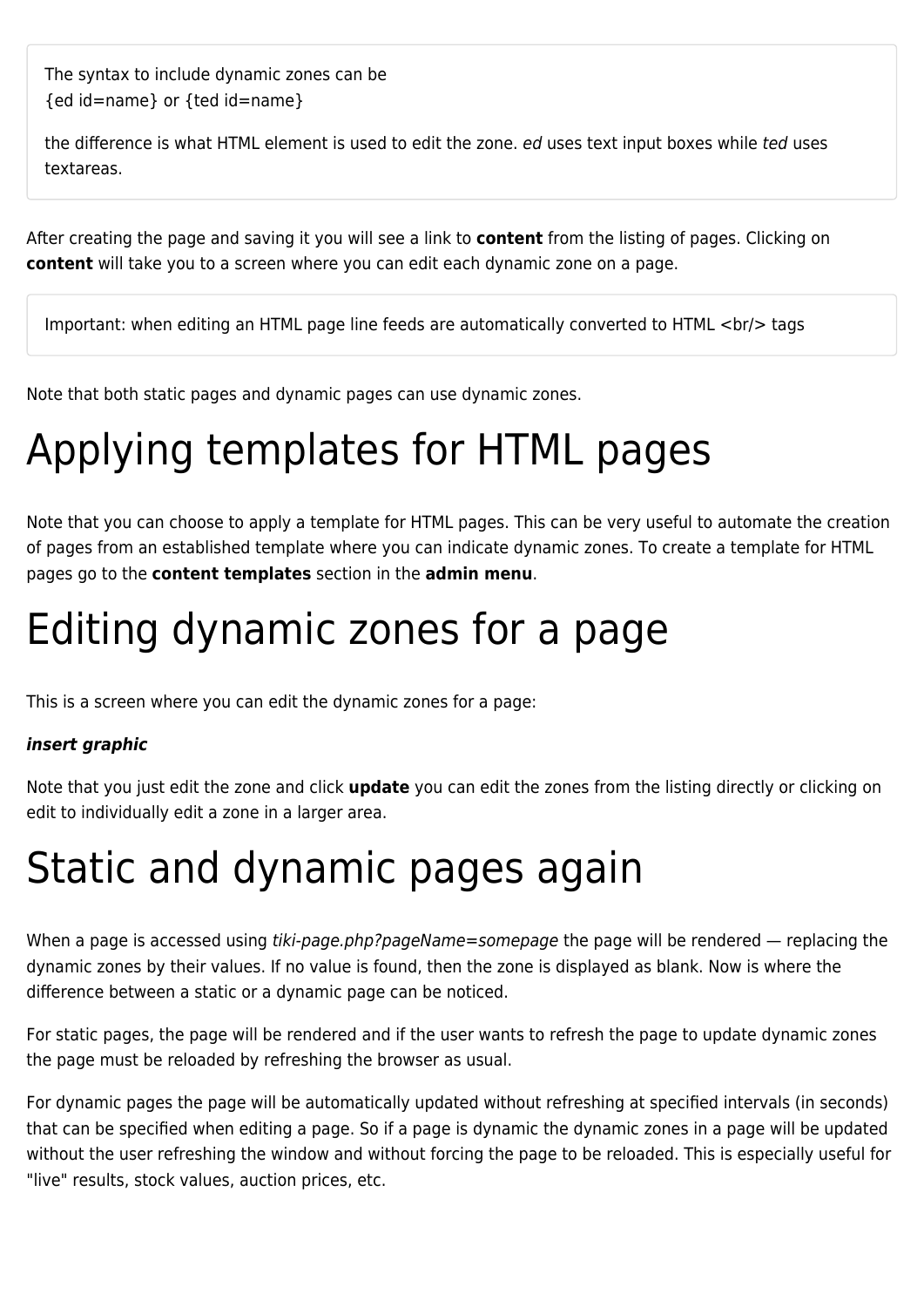> The syntax to include dynamic zones can be
> {ed id=name} or {ted id=name}
>
> the difference is what HTML element is used to edit the zone. *ed* uses text input boxes while *ted* uses textareas.

After creating the page and saving it you will see a link to **content** from the listing of pages. Clicking on **content** will take you to a screen where you can edit each dynamic zone on a page.

> Important: when editing an HTML page line feeds are automatically converted to HTML <br/> tags

Note that both static pages and dynamic pages can use dynamic zones.

# Applying templates for HTML pages

Note that you can choose to apply a template for HTML pages. This can be very useful to automate the creation of pages from an established template where you can indicate dynamic zones. To create a template for HTML pages go to the **content templates** section in the **admin menu**.

# Editing dynamic zones for a page

This is a screen where you can edit the dynamic zones for a page:

***insert graphic***

Note that you just edit the zone and click **update** you can edit the zones from the listing directly or clicking on edit to individually edit a zone in a larger area.

# Static and dynamic pages again

When a page is accessed using *tiki-page.php?pageName=somepage* the page will be rendered — replacing the dynamic zones by their values. If no value is found, then the zone is displayed as blank. Now is where the difference between a static or a dynamic page can be noticed.

For static pages, the page will be rendered and if the user wants to refresh the page to update dynamic zones the page must be reloaded by refreshing the browser as usual.

For dynamic pages the page will be automatically updated without refreshing at specified intervals (in seconds) that can be specified when editing a page. So if a page is dynamic the dynamic zones in a page will be updated without the user refreshing the window and without forcing the page to be reloaded. This is especially useful for "live" results, stock values, auction prices, etc.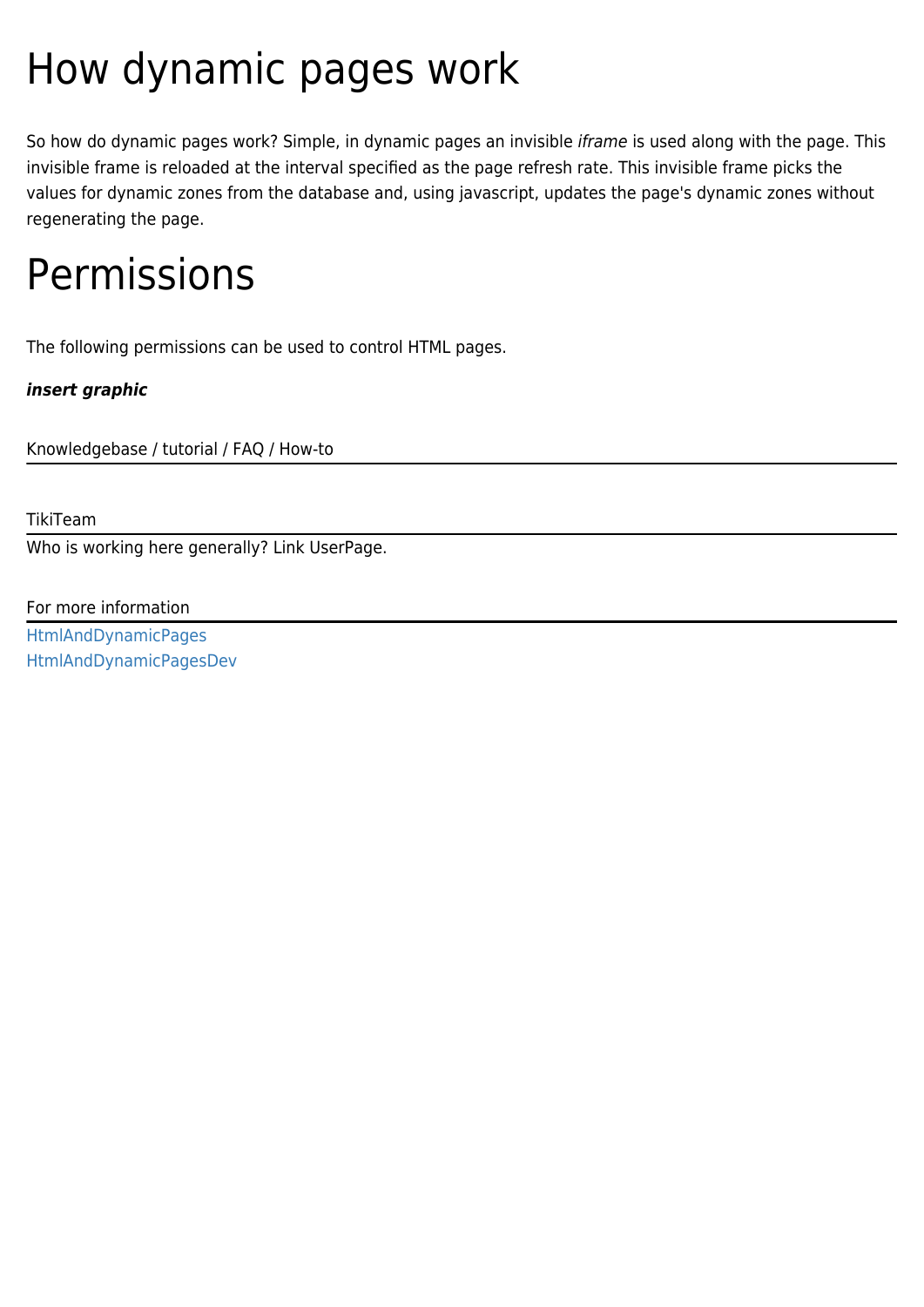# How dynamic pages work

So how do dynamic pages work? Simple, in dynamic pages an invisible *iframe* is used along with the page. This invisible frame is reloaded at the interval specified as the page refresh rate. This invisible frame picks the values for dynamic zones from the database and, using javascript, updates the page's dynamic zones without regenerating the page.

# Permissions

The following permissions can be used to control HTML pages.

***insert graphic***

Knowledgebase / tutorial / FAQ / How-to

---

TikiTeam

---

Who is working here generally? Link UserPage.

For more information

---

HtmlAndDynamicPages
HtmlAndDynamicPagesDev